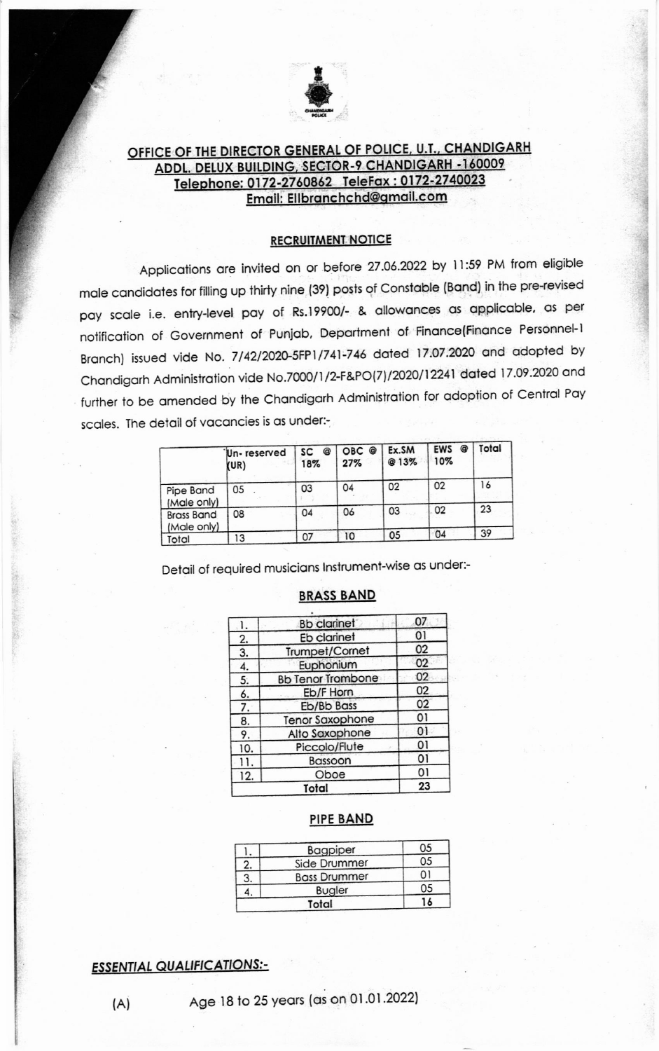## OFFICE OF THE DIRECTOR GENERAL OF POLICE, U.T., CHANDIGARH
### ADDL. DELUX BUILDING, SECTOR-9 CHANDIGARH -160009
### Telephone: 0172-2760862 TeleFax : 0172-2740023
### Email: Ellbranchchd@gmail.com

### RECRUITMENT NOTICE

Applications are invited on or before 27.06.2022 by 11:59 PM from eligible male candidates for filling up thirty nine (39) posts of Constable (Band) in the pre-revised pay scale i.e. entry-level pay of Rs.19900/- & allowances as applicable, as per notification of Government of Punjab, Department of Finance(Finance Personnel-1 Branch) issued vide No. 7/42/2020-5FP1/741-746 dated 17.07.2020 and adopted by Chandigarh Administration vide No.7000/1/2-F&PO(7)/2020/12241 dated 17.09.2020 and further to be amended by the Chandigarh Administration for adoption of Central Pay scales. The detail of vacancies is as under:-

| | Un- reserved (UR) | SC @ 18% | OBC @ 27% | Ex.SM @ 13% | EWS @ 10% | Total |
|---|---|---|---|---|---|---|
| Pipe Band (Male only) | 05 | 03 | 04 | 02 | 02 | 16 |
| Brass Band (Male only) | 08 | 04 | 06 | 03 | 02 | 23 |
| Total | 13 | 07 | 10 | 05 | 04 | 39 |

Detail of required musicians Instrument-wise as under:-

### BRASS BAND

| | | |
|---|---|---|
| 1. | Bb clarinet | 07 |
| 2. | Eb clarinet | 01 |
| 3. | Trumpet/Cornet | 02 |
| 4. | Euphonium | 02 |
| 5. | Bb Tenor Trombone | 02 |
| 6. | Eb/F Horn | 02 |
| 7. | Eb/Bb Bass | 02 |
| 8. | Tenor Saxophone | 01 |
| 9. | Alto Saxophone | 01 |
| 10. | Piccolo/Flute | 01 |
| 11. | Bassoon | 01 |
| 12. | Oboe | 01 |
| | Total | 23 |

### PIPE BAND

| | | |
|---|---|---|
| 1. | Bagpiper | 05 |
| 2. | Side Drummer | 05 |
| 3. | Bass Drummer | 01 |
| 4. | Bugler | 05 |
| | Total | 16 |

### *ESSENTIAL QUALIFICATIONS:-*

(A) Age 18 to 25 years (as on 01.01.2022)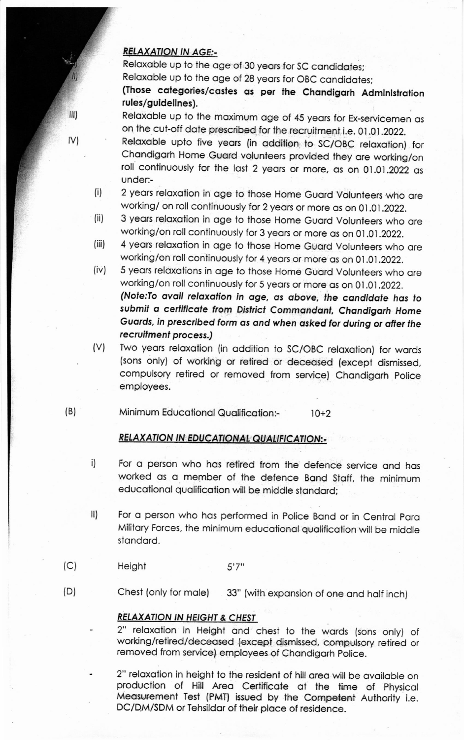### *RELAXATION IN AGE:-*

I) Relaxable up to the age of 30 years for SC candidates;

II) Relaxable up to the age of 28 years for OBC candidates;

**(Those categories/castes as per the Chandigarh Administration rules/guidelines).**

III) Relaxable up to the maximum age of 45 years for Ex-servicemen as on the cut-off date prescribed for the recruitment i.e. 01.01.2022.

IV) Relaxable upto five years (in addition to SC/OBC relaxation) for Chandigarh Home Guard volunteers provided they are working/on roll continuously for the last 2 years or more, as on 01.01.2022 as under:-

(i) 2 years relaxation in age to those Home Guard Volunteers who are working/ on roll continuously for 2 years or more as on 01.01.2022.

(ii) 3 years relaxation in age to those Home Guard Volunteers who are working/on roll continuously for 3 years or more as on 01.01.2022.

(iii) 4 years relaxation in age to those Home Guard Volunteers who are working/on roll continuously for 4 years or more as on 01.01.2022.

(iv) 5 years relaxations in age to those Home Guard Volunteers who are working/on roll continuously for 5 years or more as on 01.01.2022.

***(Note:To avail relaxation in age, as above, the candidate has to submit a certificate from District Commandant, Chandigarh Home Guards, in prescribed form as and when asked for during or after the recruitment process.)***

(V) Two years relaxation (in addition to SC/OBC relaxation) for wards (sons only) of working or retired or deceased (except dismissed, compulsory retired or removed from service) Chandigarh Police employees.

(B) Minimum Educational Qualification:- 10+2

### *RELAXATION IN EDUCATIONAL QUALIFICATION:-*

i) For a person who has retired from the defence service and has worked as a member of the defence Band Staff, the minimum educational qualification will be middle standard;

II) For a person who has performed in Police Band or in Central Para Military Forces, the minimum educational qualification will be middle standard.

(C) Height 5'7"

(D) Chest (only for male) 33" (with expansion of one and half inch)

### *RELAXATION IN HEIGHT & CHEST*

- 2" relaxation in Height and chest to the wards (sons only) of working/retired/deceased (except dismissed, compulsory retired or removed from service) employees of Chandigarh Police.

- 2" relaxation in height to the resident of hill area will be available on production of Hill Area Certificate at the time of Physical Measurement Test (PMT) issued by the Competent Authority i.e. DC/DM/SDM or Tehsildar of their place of residence.